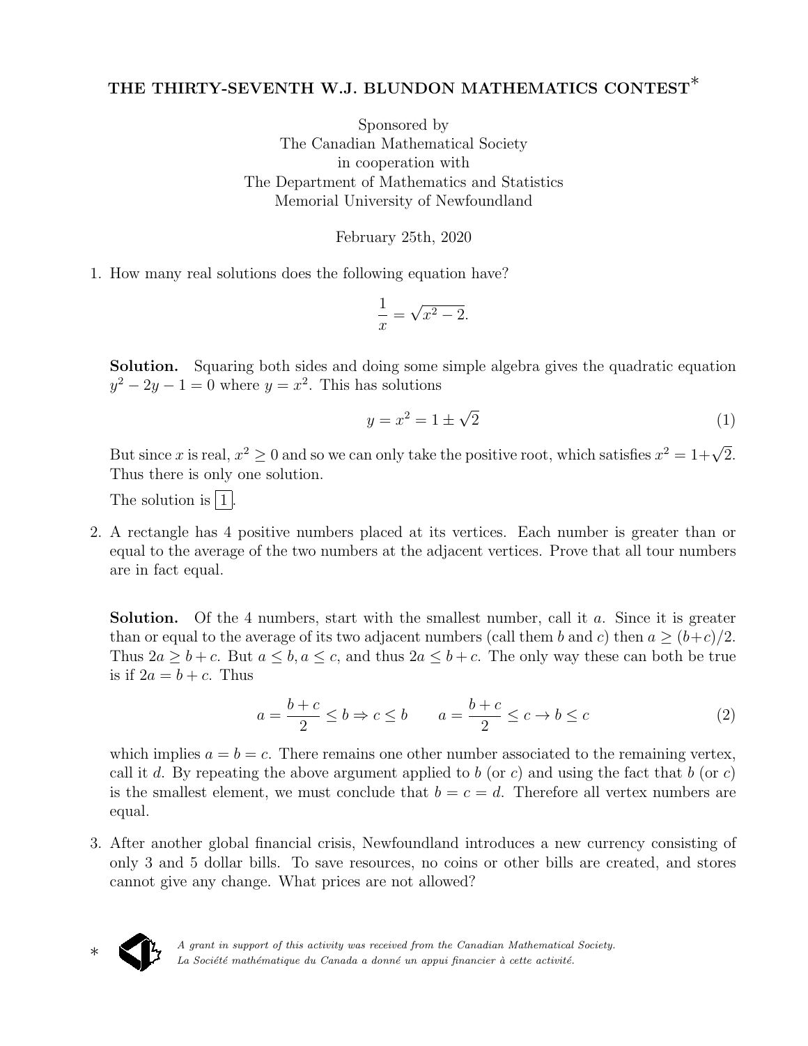# THE THIRTY-SEVENTH W.J. BLUNDON MATHEMATICS CONTEST*

Sponsored by
The Canadian Mathematical Society
in cooperation with
The Department of Mathematics and Statistics
Memorial University of Newfoundland

February 25th, 2020

1. How many real solutions does the following equation have?

$$\frac{1}{x} = \sqrt{x^2 - 2}.$$

**Solution.** Squaring both sides and doing some simple algebra gives the quadratic equation $y^2 - 2y - 1 = 0$ where $y = x^2$. This has solutions

$$y = x^2 = 1 \pm \sqrt{2} \tag{1}$$

But since $x$ is real, $x^2 \geq 0$ and so we can only take the positive root, which satisfies $x^2 = 1+\sqrt{2}$. Thus there is only one solution.

The solution is $\boxed{1}$.

2. A rectangle has 4 positive numbers placed at its vertices. Each number is greater than or equal to the average of the two numbers at the adjacent vertices. Prove that all tour numbers are in fact equal.

**Solution.** Of the 4 numbers, start with the smallest number, call it $a$. Since it is greater than or equal to the average of its two adjacent numbers (call them $b$ and $c$) then $a \geq (b+c)/2$. Thus $2a \geq b + c$. But $a \leq b, a \leq c$, and thus $2a \leq b + c$. The only way these can both be true is if $2a = b + c$. Thus

$$a = \frac{b+c}{2} \leq b \Rightarrow c \leq b \qquad a = \frac{b+c}{2} \leq c \rightarrow b \leq c \tag{2}$$

which implies $a = b = c$. There remains one other number associated to the remaining vertex, call it $d$. By repeating the above argument applied to $b$ (or $c$) and using the fact that $b$ (or $c$) is the smallest element, we must conclude that $b = c = d$. Therefore all vertex numbers are equal.

3. After another global financial crisis, Newfoundland introduces a new currency consisting of only 3 and 5 dollar bills. To save resources, no coins or other bills are created, and stores cannot give any change. What prices are not allowed?

\* *A grant in support of this activity was received from the Canadian Mathematical Society.*
*La Société mathématique du Canada a donné un appui financier à cette activité.*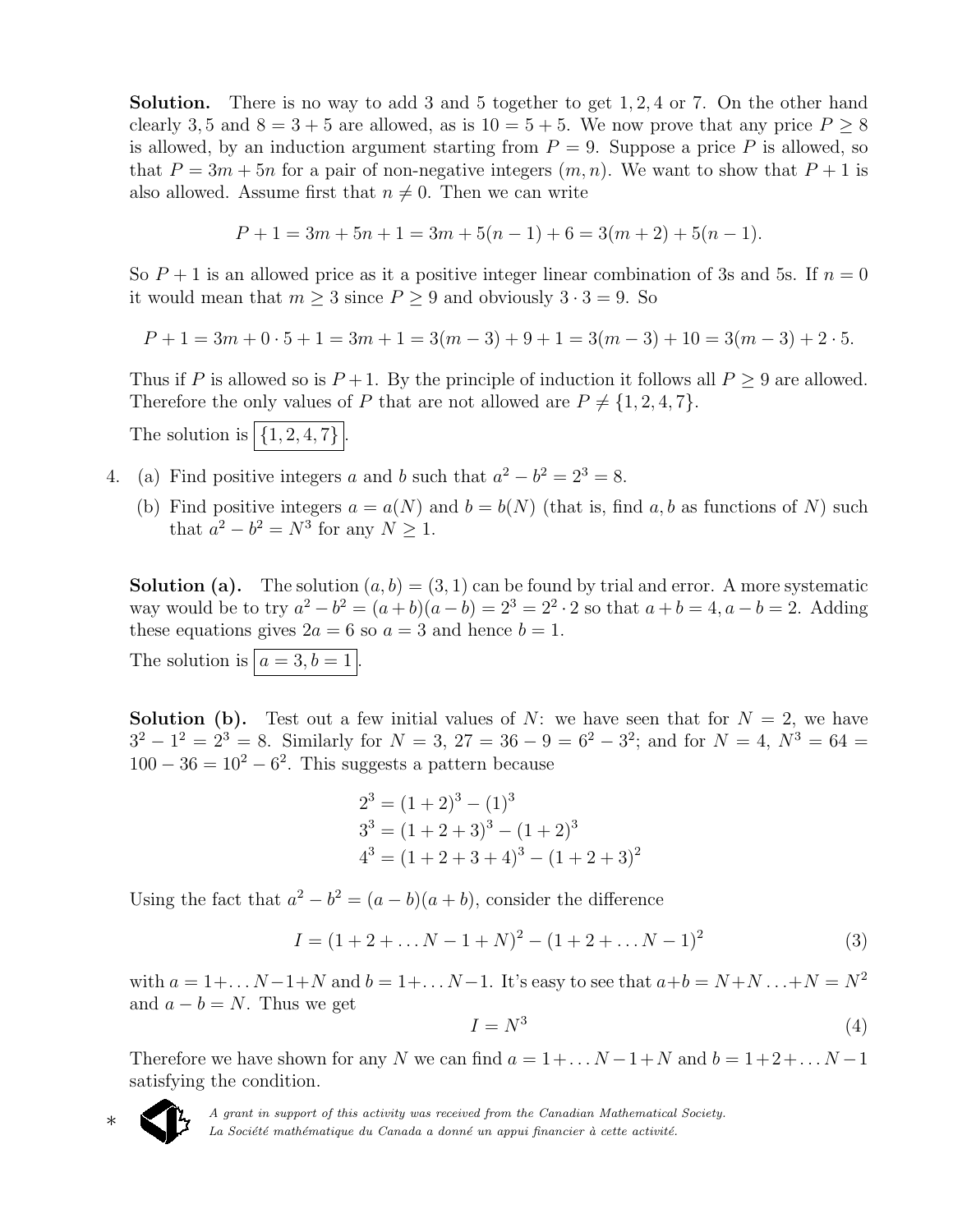**Solution.** There is no way to add 3 and 5 together to get $1, 2, 4$ or 7. On the other hand clearly $3, 5$ and $8 = 3 + 5$ are allowed, as is $10 = 5 + 5$. We now prove that any price $P \geq 8$ is allowed, by an induction argument starting from $P = 9$. Suppose a price $P$ is allowed, so that $P = 3m + 5n$ for a pair of non-negative integers $(m, n)$. We want to show that $P + 1$ is also allowed. Assume first that $n \neq 0$. Then we can write

$$P + 1 = 3m + 5n + 1 = 3m + 5(n - 1) + 6 = 3(m + 2) + 5(n - 1).$$

So $P + 1$ is an allowed price as it a positive integer linear combination of 3s and 5s. If $n = 0$ it would mean that $m \geq 3$ since $P \geq 9$ and obviously $3 \cdot 3 = 9$. So

$$P + 1 = 3m + 0 \cdot 5 + 1 = 3m + 1 = 3(m - 3) + 9 + 1 = 3(m - 3) + 10 = 3(m - 3) + 2 \cdot 5.$$

Thus if $P$ is allowed so is $P + 1$. By the principle of induction it follows all $P \geq 9$ are allowed. Therefore the only values of $P$ that are not allowed are $P \neq \{1, 2, 4, 7\}$.

The solution is $\boxed{\{1, 2, 4, 7\}}$.

4. (a) Find positive integers $a$ and $b$ such that $a^2 - b^2 = 2^3 = 8$.

   (b) Find positive integers $a = a(N)$ and $b = b(N)$ (that is, find $a, b$ as functions of $N$) such that $a^2 - b^2 = N^3$ for any $N \geq 1$.

**Solution (a).** The solution $(a, b) = (3, 1)$ can be found by trial and error. A more systematic way would be to try $a^2 - b^2 = (a + b)(a - b) = 2^3 = 2^2 \cdot 2$ so that $a + b = 4, a - b = 2$. Adding these equations gives $2a = 6$ so $a = 3$ and hence $b = 1$.

The solution is $\boxed{a = 3, b = 1}$.

**Solution (b).** Test out a few initial values of $N$: we have seen that for $N = 2$, we have $3^2 - 1^2 = 2^3 = 8$. Similarly for $N = 3$, $27 = 36 - 9 = 6^2 - 3^2$; and for $N = 4$, $N^3 = 64 = 100 - 36 = 10^2 - 6^2$. This suggests a pattern because

$$2^3 = (1 + 2)^3 - (1)^3$$
$$3^3 = (1 + 2 + 3)^3 - (1 + 2)^3$$
$$4^3 = (1 + 2 + 3 + 4)^3 - (1 + 2 + 3)^2$$

Using the fact that $a^2 - b^2 = (a - b)(a + b)$, consider the difference

$$I = (1 + 2 + \dots N - 1 + N)^2 - (1 + 2 + \dots N - 1)^2 \tag{3}$$

with $a = 1 + \dots N - 1 + N$ and $b = 1 + \dots N - 1$. It's easy to see that $a + b = N + N \dots + N = N^2$ and $a - b = N$. Thus we get

$$I = N^3 \tag{4}$$

Therefore we have shown for any $N$ we can find $a = 1 + \dots N - 1 + N$ and $b = 1 + 2 + \dots N - 1$ satisfying the condition.

\* *A grant in support of this activity was received from the Canadian Mathematical Society.*
*La Société mathématique du Canada a donné un appui financier à cette activité.*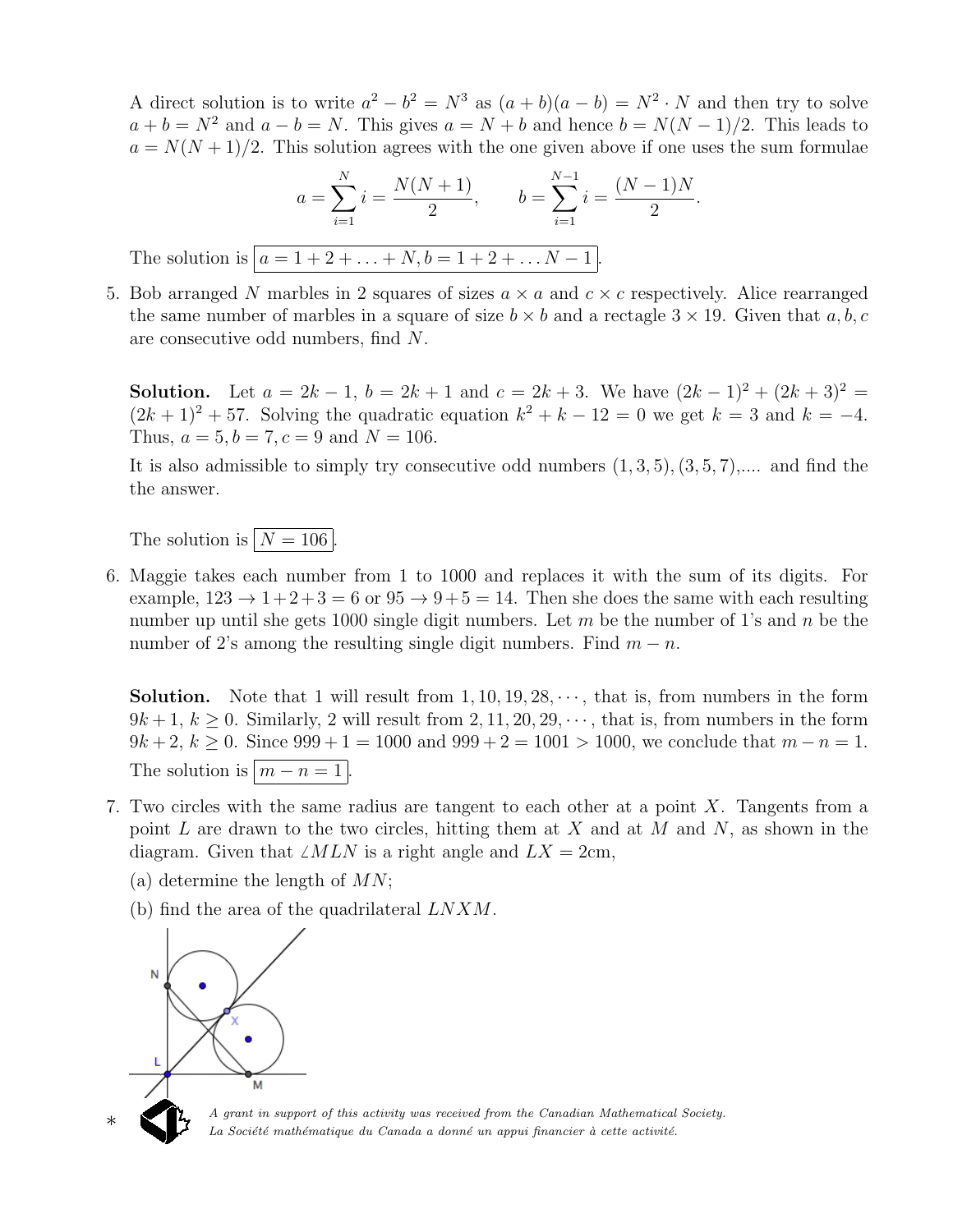A direct solution is to write $a^2 - b^2 = N^3$ as $(a+b)(a-b) = N^2 \cdot N$ and then try to solve $a + b = N^2$ and $a - b = N$. This gives $a = N + b$ and hence $b = N(N-1)/2$. This leads to $a = N(N+1)/2$. This solution agrees with the one given above if one uses the sum formulae

$$a = \sum_{i=1}^{N} i = \frac{N(N+1)}{2}, \qquad b = \sum_{i=1}^{N-1} i = \frac{(N-1)N}{2}.$$

The solution is $\boxed{a = 1 + 2 + \ldots + N, b = 1 + 2 + \ldots N - 1}$.

5. Bob arranged $N$ marbles in 2 squares of sizes $a \times a$ and $c \times c$ respectively. Alice rearranged the same number of marbles in a square of size $b \times b$ and a rectagle $3 \times 19$. Given that $a, b, c$ are consecutive odd numbers, find $N$.

   **Solution.** Let $a = 2k - 1$, $b = 2k + 1$ and $c = 2k + 3$. We have $(2k-1)^2 + (2k+3)^2 = (2k+1)^2 + 57$. Solving the quadratic equation $k^2 + k - 12 = 0$ we get $k = 3$ and $k = -4$. Thus, $a = 5, b = 7, c = 9$ and $N = 106$.

   It is also admissible to simply try consecutive odd numbers $(1, 3, 5), (3, 5, 7)$,.... and find the the answer.

   The solution is $\boxed{N = 106}$.

6. Maggie takes each number from 1 to 1000 and replaces it with the sum of its digits. For example, $123 \to 1+2+3 = 6$ or $95 \to 9+5 = 14$. Then she does the same with each resulting number up until she gets 1000 single digit numbers. Let $m$ be the number of 1's and $n$ be the number of 2's among the resulting single digit numbers. Find $m - n$.

   **Solution.** Note that 1 will result from $1, 10, 19, 28, \cdots$, that is, from numbers in the form $9k + 1$, $k \geq 0$. Similarly, 2 will result from $2, 11, 20, 29, \cdots$, that is, from numbers in the form $9k + 2$, $k \geq 0$. Since $999 + 1 = 1000$ and $999 + 2 = 1001 > 1000$, we conclude that $m - n = 1$.

   The solution is $\boxed{m - n = 1}$.

7. Two circles with the same radius are tangent to each other at a point $X$. Tangents from a point $L$ are drawn to the two circles, hitting them at $X$ and at $M$ and $N$, as shown in the diagram. Given that $\angle MLN$ is a right angle and $LX = 2$cm,

   (a) determine the length of $MN$;

   (b) find the area of the quadrilateral $LNXM$.

*A grant in support of this activity was received from the Canadian Mathematical Society.*
*La Société mathématique du Canada a donné un appui financier à cette activité.*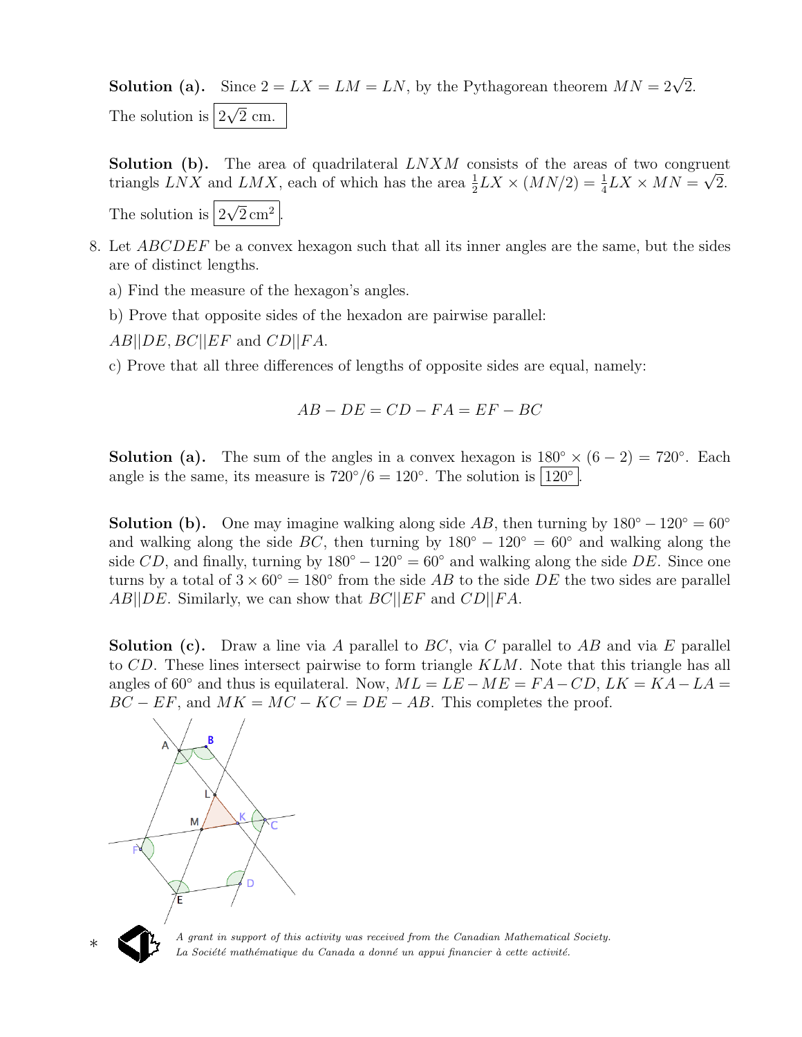**Solution (a).** Since $2 = LX = LM = LN$, by the Pythagorean theorem $MN = 2\sqrt{2}$.

The solution is $\boxed{2\sqrt{2} \text{ cm.}}$

**Solution (b).** The area of quadrilateral $LNXM$ consists of the areas of two congruent triangls $LNX$ and $LMX$, each of which has the area $\frac{1}{2}LX \times (MN/2) = \frac{1}{4}LX \times MN = \sqrt{2}$.

The solution is $\boxed{2\sqrt{2}\,\text{cm}^2}$.

8. Let $ABCDEF$ be a convex hexagon such that all its inner angles are the same, but the sides are of distinct lengths.

   a) Find the measure of the hexagon's angles.

   b) Prove that opposite sides of the hexadon are pairwise parallel:

   $AB||DE, BC||EF$ and $CD||FA$.

   c) Prove that all three differences of lengths of opposite sides are equal, namely:

$$AB - DE = CD - FA = EF - BC$$

**Solution (a).** The sum of the angles in a convex hexagon is $180° \times (6-2) = 720°$. Each angle is the same, its measure is $720°/6 = 120°$. The solution is $\boxed{120°}$.

**Solution (b).** One may imagine walking along side $AB$, then turning by $180° - 120° = 60°$ and walking along the side $BC$, then turning by $180° - 120° = 60°$ and walking along the side $CD$, and finally, turning by $180° - 120° = 60°$ and walking along the side $DE$. Since one turns by a total of $3 \times 60° = 180°$ from the side $AB$ to the side $DE$ the two sides are parallel $AB||DE$. Similarly, we can show that $BC||EF$ and $CD||FA$.

**Solution (c).** Draw a line via $A$ parallel to $BC$, via $C$ parallel to $AB$ and via $E$ parallel to $CD$. These lines intersect pairwise to form triangle $KLM$. Note that this triangle has all angles of $60°$ and thus is equilateral. Now, $ML = LE - ME = FA - CD$, $LK = KA - LA = BC - EF$, and $MK = MC - KC = DE - AB$. This completes the proof.

*A grant in support of this activity was received from the Canadian Mathematical Society.*
*La Société mathématique du Canada a donné un appui financier à cette activité.*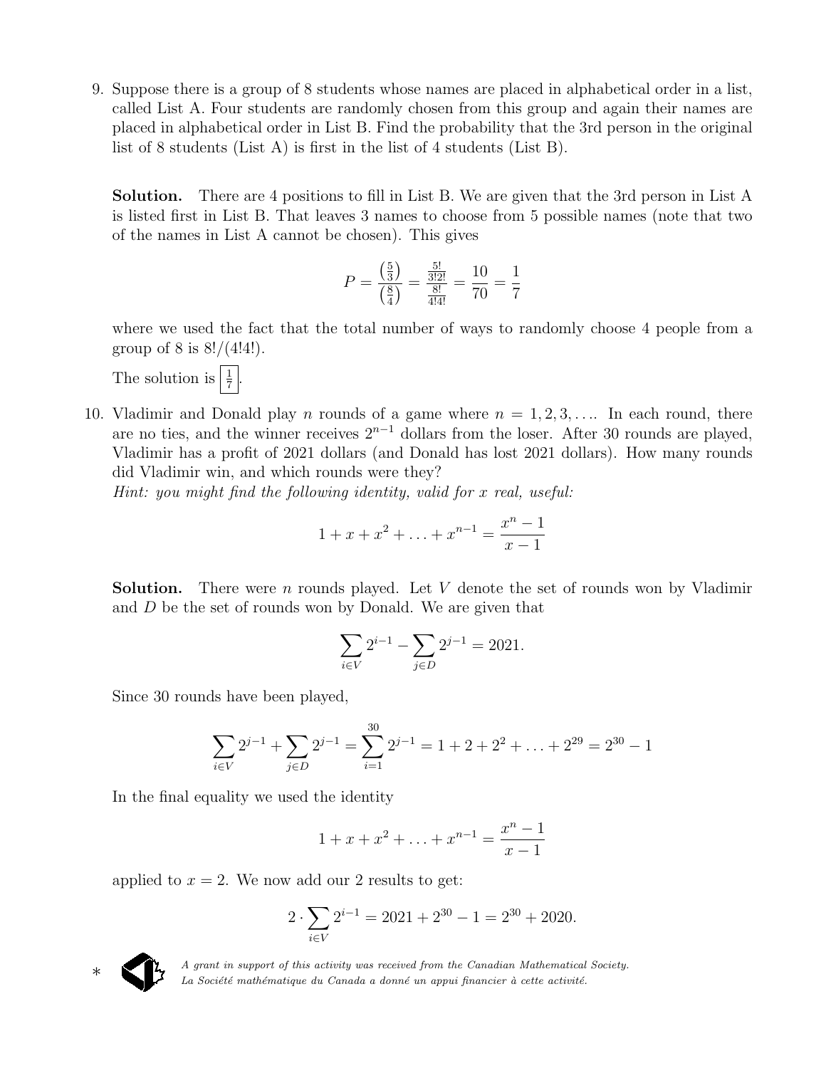9. Suppose there is a group of 8 students whose names are placed in alphabetical order in a list, called List A. Four students are randomly chosen from this group and again their names are placed in alphabetical order in List B. Find the probability that the 3rd person in the original list of 8 students (List A) is first in the list of 4 students (List B).

   **Solution.** There are 4 positions to fill in List B. We are given that the 3rd person in List A is listed first in List B. That leaves 3 names to choose from 5 possible names (note that two of the names in List A cannot be chosen). This gives

   $$P = \frac{\binom{5}{3}}{\binom{8}{4}} = \frac{\frac{5!}{3!2!}}{\frac{8!}{4!4!}} = \frac{10}{70} = \frac{1}{7}$$

   where we used the fact that the total number of ways to randomly choose 4 people from a group of 8 is $8!/(4!4!)$.

   The solution is $\boxed{\frac{1}{7}}$.

10. Vladimir and Donald play $n$ rounds of a game where $n = 1, 2, 3, \ldots$. In each round, there are no ties, and the winner receives $2^{n-1}$ dollars from the loser. After 30 rounds are played, Vladimir has a profit of 2021 dollars (and Donald has lost 2021 dollars). How many rounds did Vladimir win, and which rounds were they?
    *Hint: you might find the following identity, valid for $x$ real, useful:*

    $$1 + x + x^2 + \ldots + x^{n-1} = \frac{x^n - 1}{x - 1}$$

    **Solution.** There were $n$ rounds played. Let $V$ denote the set of rounds won by Vladimir and $D$ be the set of rounds won by Donald. We are given that

    $$\sum_{i \in V} 2^{i-1} - \sum_{j \in D} 2^{j-1} = 2021.$$

    Since 30 rounds have been played,

    $$\sum_{i \in V} 2^{j-1} + \sum_{j \in D} 2^{j-1} = \sum_{i=1}^{30} 2^{j-1} = 1 + 2 + 2^2 + \ldots + 2^{29} = 2^{30} - 1$$

    In the final equality we used the identity

    $$1 + x + x^2 + \ldots + x^{n-1} = \frac{x^n - 1}{x - 1}$$

    applied to $x = 2$. We now add our 2 results to get:

    $$2 \cdot \sum_{i \in V} 2^{i-1} = 2021 + 2^{30} - 1 = 2^{30} + 2020.$$

\* *A grant in support of this activity was received from the Canadian Mathematical Society. La Société mathématique du Canada a donné un appui financier à cette activité.*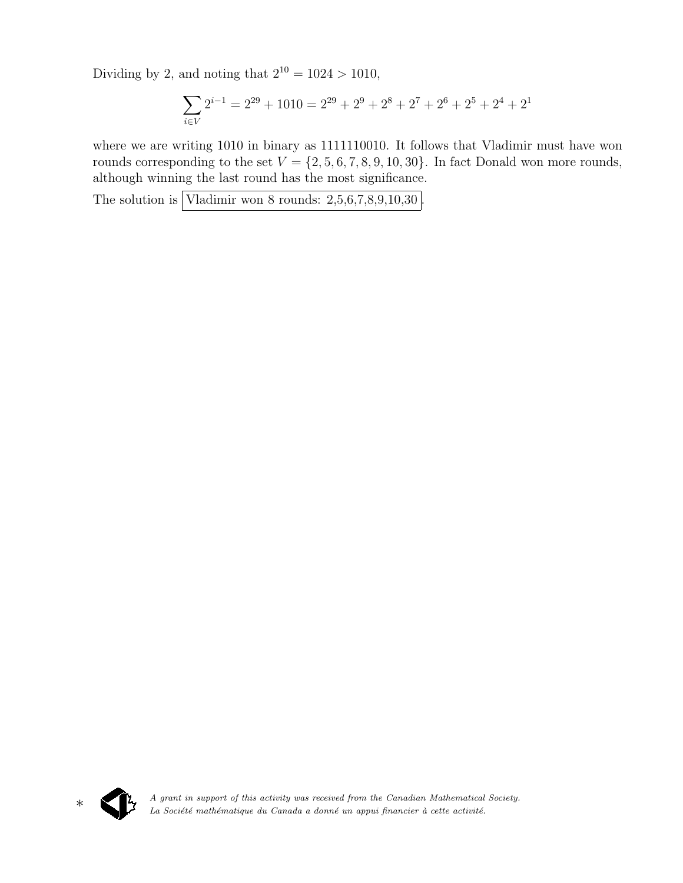Dividing by 2, and noting that $2^{10} = 1024 > 1010$,

$$\sum_{i \in V} 2^{i-1} = 2^{29} + 1010 = 2^{29} + 2^9 + 2^8 + 2^7 + 2^6 + 2^5 + 2^4 + 2^1$$

where we are writing 1010 in binary as 1111110010. It follows that Vladimir must have won rounds corresponding to the set $V = \{2, 5, 6, 7, 8, 9, 10, 30\}$. In fact Donald won more rounds, although winning the last round has the most significance.

The solution is $\boxed{\text{Vladimir won 8 rounds: 2,5,6,7,8,9,10,30}}$.

\* *A grant in support of this activity was received from the Canadian Mathematical Society.*
*La Société mathématique du Canada a donné un appui financier à cette activité.*